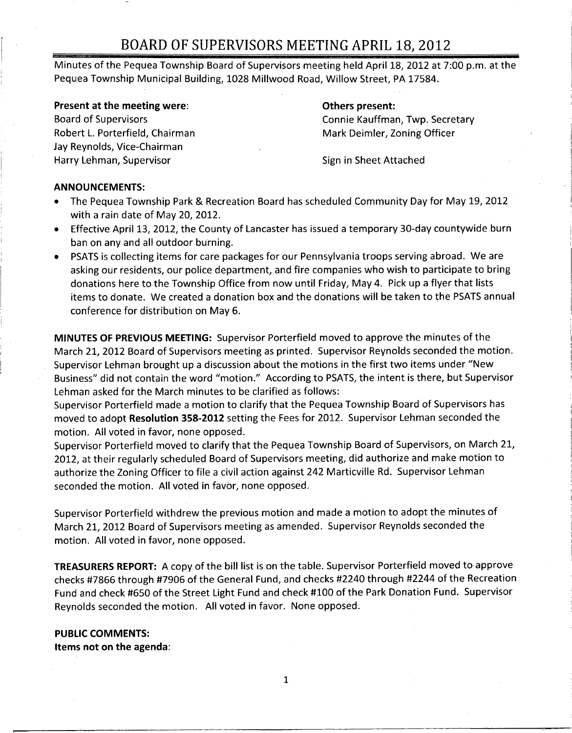# BOARD OF SUPERVISORS MEETING APRIL 18, 2012

Minutes of the Pequea Township Board of Supervisors meeting held April 18, 2012 at 7:00 p.m. at the Pequea Township Municipal Building, 1028 Millwood Road, Willow Street, PA 17584.

**Present at the meeting were:**
Board of Supervisors
Robert L. Porterfield, Chairman
Jay Reynolds, Vice-Chairman
Harry Lehman, Supervisor

**Others present:**
Connie Kauffman, Twp. Secretary
Mark Deimler, Zoning Officer

Sign in Sheet Attached

**ANNOUNCEMENTS:**

- The Pequea Township Park & Recreation Board has scheduled Community Day for May 19, 2012 with a rain date of May 20, 2012.
- Effective April 13, 2012, the County of Lancaster has issued a temporary 30-day countywide burn ban on any and all outdoor burning.
- PSATS is collecting items for care packages for our Pennsylvania troops serving abroad. We are asking our residents, our police department, and fire companies who wish to participate to bring donations here to the Township Office from now until Friday, May 4. Pick up a flyer that lists items to donate. We created a donation box and the donations will be taken to the PSATS annual conference for distribution on May 6.

**MINUTES OF PREVIOUS MEETING:** Supervisor Porterfield moved to approve the minutes of the March 21, 2012 Board of Supervisors meeting as printed. Supervisor Reynolds seconded the motion. Supervisor Lehman brought up a discussion about the motions in the first two items under "New Business" did not contain the word "motion." According to PSATS, the intent is there, but Supervisor Lehman asked for the March minutes to be clarified as follows:
Supervisor Porterfield made a motion to clarify that the Pequea Township Board of Supervisors has moved to adopt **Resolution 358-2012** setting the Fees for 2012. Supervisor Lehman seconded the motion. All voted in favor, none opposed.
Supervisor Porterfield moved to clarify that the Pequea Township Board of Supervisors, on March 21, 2012, at their regularly scheduled Board of Supervisors meeting, did authorize and make motion to authorize the Zoning Officer to file a civil action against 242 Marticville Rd. Supervisor Lehman seconded the motion. All voted in favor, none opposed.

Supervisor Porterfield withdrew the previous motion and made a motion to adopt the minutes of March 21, 2012 Board of Supervisors meeting as amended. Supervisor Reynolds seconded the motion. All voted in favor, none opposed.

**TREASURERS REPORT:** A copy of the bill list is on the table. Supervisor Porterfield moved to approve checks #7866 through #7906 of the General Fund, and checks #2240 through #2244 of the Recreation Fund and check #650 of the Street Light Fund and check #100 of the Park Donation Fund. Supervisor Reynolds seconded the motion. All voted in favor. None opposed.

**PUBLIC COMMENTS:**
**Items not on the agenda**: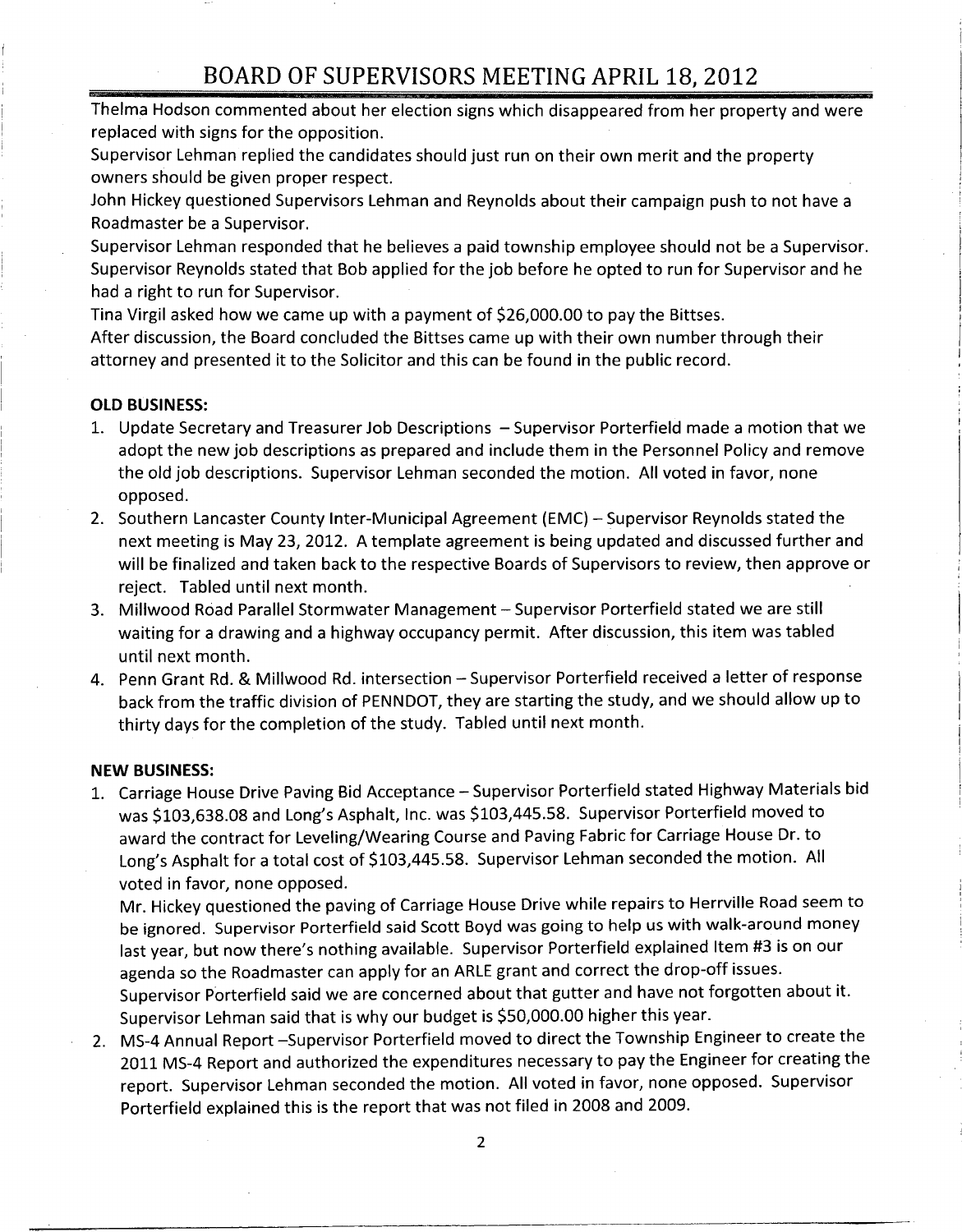# BOARD OF SUPERVISORS MEETING APRIL 18, 2012

Thelma Hodson commented about her election signs which disappeared from her property and were replaced with signs for the opposition.

Supervisor Lehman replied the candidates should just run on their own merit and the property owners should be given proper respect.

John Hickey questioned Supervisors Lehman and Reynolds about their campaign push to not have a Roadmaster be a Supervisor.

Supervisor Lehman responded that he believes a paid township employee should not be a Supervisor.

Supervisor Reynolds stated that Bob applied for the job before he opted to run for Supervisor and he had a right to run for Supervisor.

Tina Virgil asked how we came up with a payment of $26,000.00 to pay the Bittses.

After discussion, the Board concluded the Bittses came up with their own number through their attorney and presented it to the Solicitor and this can be found in the public record.

**OLD BUSINESS:**

1. Update Secretary and Treasurer Job Descriptions – Supervisor Porterfield made a motion that we adopt the new job descriptions as prepared and include them in the Personnel Policy and remove the old job descriptions. Supervisor Lehman seconded the motion. All voted in favor, none opposed.
2. Southern Lancaster County Inter-Municipal Agreement (EMC) – Supervisor Reynolds stated the next meeting is May 23, 2012. A template agreement is being updated and discussed further and will be finalized and taken back to the respective Boards of Supervisors to review, then approve or reject. Tabled until next month.
3. Millwood Road Parallel Stormwater Management – Supervisor Porterfield stated we are still waiting for a drawing and a highway occupancy permit. After discussion, this item was tabled until next month.
4. Penn Grant Rd. & Millwood Rd. intersection – Supervisor Porterfield received a letter of response back from the traffic division of PENNDOT, they are starting the study, and we should allow up to thirty days for the completion of the study. Tabled until next month.

**NEW BUSINESS:**

1. Carriage House Drive Paving Bid Acceptance – Supervisor Porterfield stated Highway Materials bid was $103,638.08 and Long's Asphalt, Inc. was $103,445.58. Supervisor Porterfield moved to award the contract for Leveling/Wearing Course and Paving Fabric for Carriage House Dr. to Long's Asphalt for a total cost of $103,445.58. Supervisor Lehman seconded the motion. All voted in favor, none opposed.

   Mr. Hickey questioned the paving of Carriage House Drive while repairs to Herrville Road seem to be ignored. Supervisor Porterfield said Scott Boyd was going to help us with walk-around money last year, but now there's nothing available. Supervisor Porterfield explained Item #3 is on our agenda so the Roadmaster can apply for an ARLE grant and correct the drop-off issues. Supervisor Porterfield said we are concerned about that gutter and have not forgotten about it. Supervisor Lehman said that is why our budget is $50,000.00 higher this year.
2. MS-4 Annual Report –Supervisor Porterfield moved to direct the Township Engineer to create the 2011 MS-4 Report and authorized the expenditures necessary to pay the Engineer for creating the report. Supervisor Lehman seconded the motion. All voted in favor, none opposed. Supervisor Porterfield explained this is the report that was not filed in 2008 and 2009.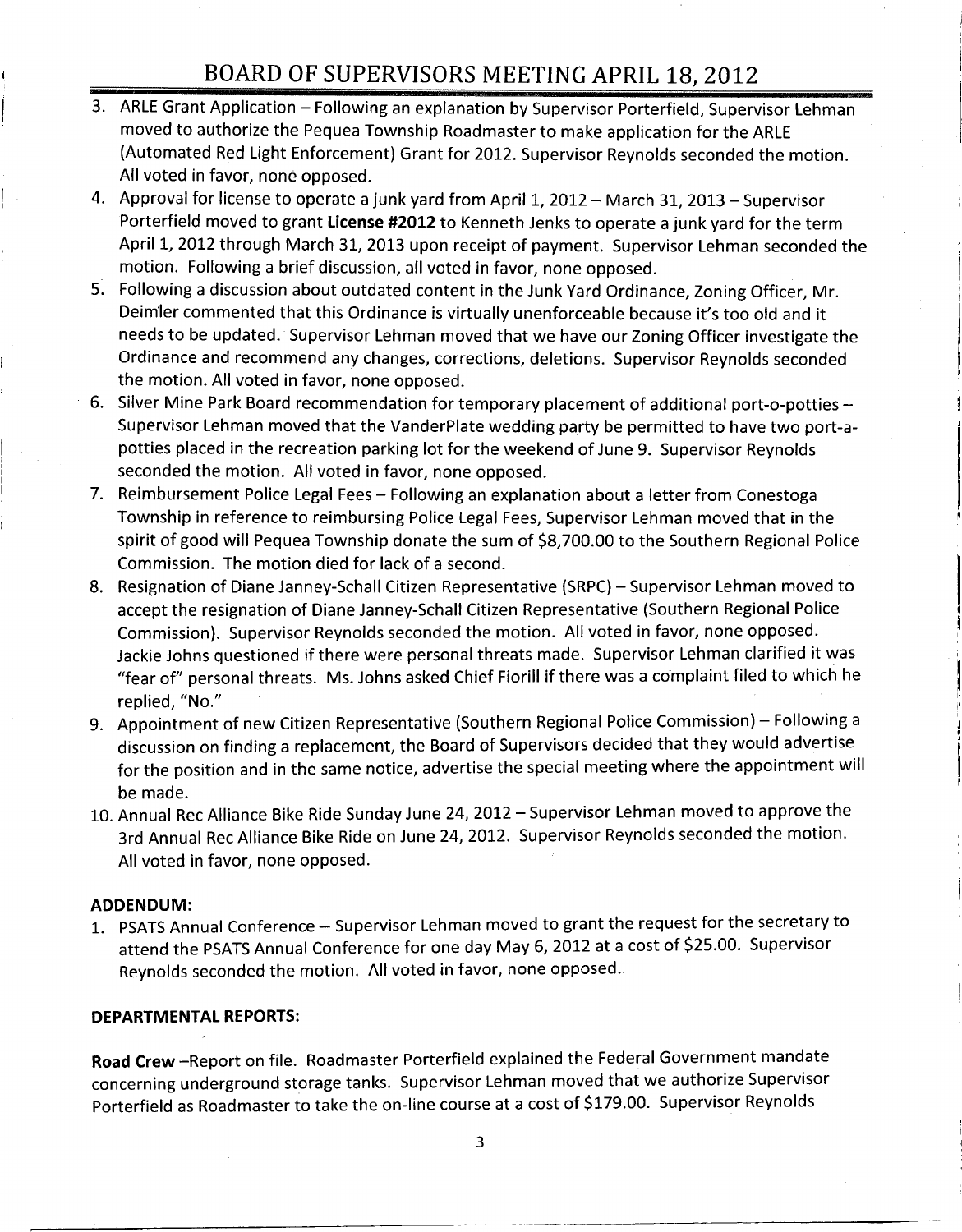3. ARLE Grant Application – Following an explanation by Supervisor Porterfield, Supervisor Lehman moved to authorize the Pequea Township Roadmaster to make application for the ARLE (Automated Red Light Enforcement) Grant for 2012. Supervisor Reynolds seconded the motion. All voted in favor, none opposed.
4. Approval for license to operate a junk yard from April 1, 2012 – March 31, 2013 – Supervisor Porterfield moved to grant **License #2012** to Kenneth Jenks to operate a junk yard for the term April 1, 2012 through March 31, 2013 upon receipt of payment. Supervisor Lehman seconded the motion. Following a brief discussion, all voted in favor, none opposed.
5. Following a discussion about outdated content in the Junk Yard Ordinance, Zoning Officer, Mr. Deimler commented that this Ordinance is virtually unenforceable because it's too old and it needs to be updated. Supervisor Lehman moved that we have our Zoning Officer investigate the Ordinance and recommend any changes, corrections, deletions. Supervisor Reynolds seconded the motion. All voted in favor, none opposed.
6. Silver Mine Park Board recommendation for temporary placement of additional port-o-potties – Supervisor Lehman moved that the VanderPlate wedding party be permitted to have two port-a-potties placed in the recreation parking lot for the weekend of June 9. Supervisor Reynolds seconded the motion. All voted in favor, none opposed.
7. Reimbursement Police Legal Fees – Following an explanation about a letter from Conestoga Township in reference to reimbursing Police Legal Fees, Supervisor Lehman moved that in the spirit of good will Pequea Township donate the sum of $8,700.00 to the Southern Regional Police Commission. The motion died for lack of a second.
8. Resignation of Diane Janney-Schall Citizen Representative (SRPC) – Supervisor Lehman moved to accept the resignation of Diane Janney-Schall Citizen Representative (Southern Regional Police Commission). Supervisor Reynolds seconded the motion. All voted in favor, none opposed. Jackie Johns questioned if there were personal threats made. Supervisor Lehman clarified it was "fear of" personal threats. Ms. Johns asked Chief Fiorill if there was a complaint filed to which he replied, "No."
9. Appointment of new Citizen Representative (Southern Regional Police Commission) – Following a discussion on finding a replacement, the Board of Supervisors decided that they would advertise for the position and in the same notice, advertise the special meeting where the appointment will be made.
10. Annual Rec Alliance Bike Ride Sunday June 24, 2012 – Supervisor Lehman moved to approve the 3rd Annual Rec Alliance Bike Ride on June 24, 2012. Supervisor Reynolds seconded the motion. All voted in favor, none opposed.

**ADDENDUM:**

1. PSATS Annual Conference – Supervisor Lehman moved to grant the request for the secretary to attend the PSATS Annual Conference for one day May 6, 2012 at a cost of $25.00. Supervisor Reynolds seconded the motion. All voted in favor, none opposed.

**DEPARTMENTAL REPORTS:**

**Road Crew** –Report on file. Roadmaster Porterfield explained the Federal Government mandate concerning underground storage tanks. Supervisor Lehman moved that we authorize Supervisor Porterfield as Roadmaster to take the on-line course at a cost of $179.00. Supervisor Reynolds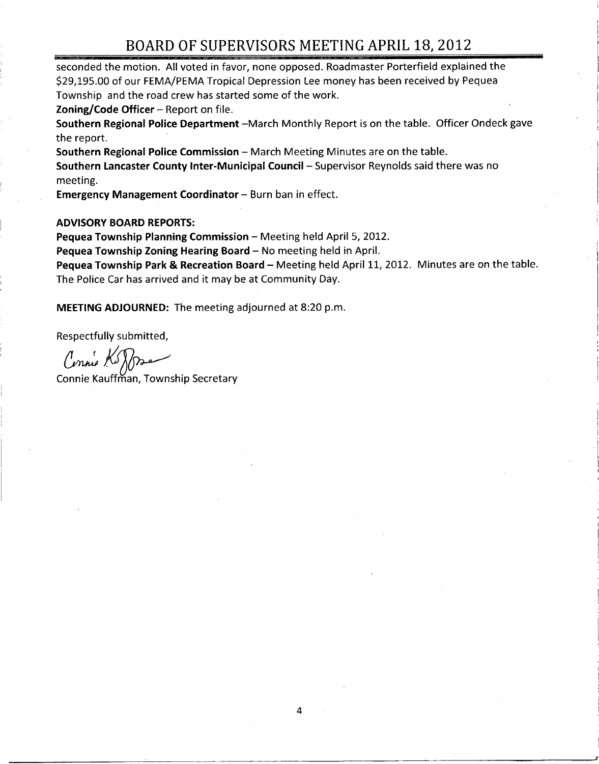seconded the motion. All voted in favor, none opposed. Roadmaster Porterfield explained the $29,195.00 of our FEMA/PEMA Tropical Depression Lee money has been received by Pequea Township and the road crew has started some of the work.

**Zoning/Code Officer** – Report on file.

**Southern Regional Police Department** –March Monthly Report is on the table. Officer Ondeck gave the report.

**Southern Regional Police Commission** – March Meeting Minutes are on the table.

**Southern Lancaster County Inter-Municipal Council** – Supervisor Reynolds said there was no meeting.

**Emergency Management Coordinator** – Burn ban in effect.

**ADVISORY BOARD REPORTS:**

**Pequea Township Planning Commission** – Meeting held April 5, 2012.

**Pequea Township Zoning Hearing Board** – No meeting held in April.

**Pequea Township Park & Recreation Board** – Meeting held April 11, 2012. Minutes are on the table. The Police Car has arrived and it may be at Community Day.

**MEETING ADJOURNED:** The meeting adjourned at 8:20 p.m.

Respectfully submitted,

Connie Kauffman, Township Secretary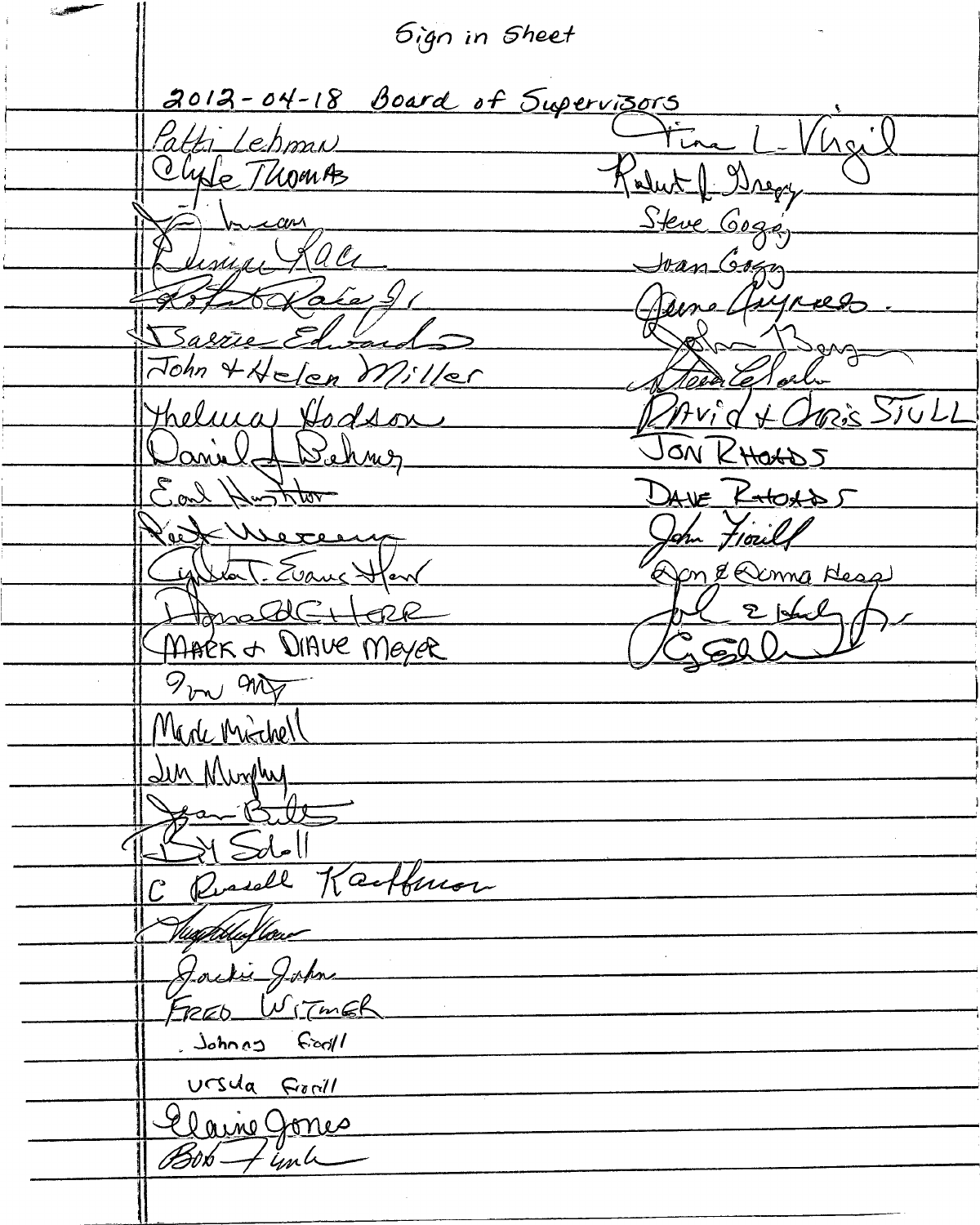Sign in Sheet

2012-04-18 Board of Supervisors

Patti Lehman
Clyde Thomas
[illegible signature]
Denise Rau
Robert Rau Jr
Barrie Edwards
John + Helen Miller
Thelma Hodson
Daniel J Behmer
Earl Hostetter
[illegible signature]
Cynthia T. Evans Herr
Donald C Herr
Mark + Diane Meyer
[illegible signature]
Mark Mitchell
Jim Murphy
Jean Butts
Bill Scholl
C Russell Kauffman
[illegible signature]
Jackie John
Fred Witmer
Johnny Fiorill
Ursula Fiorill
Elaine Jones
Bob Fink

Tina L. Virgil
Robert L. Gregg
Steve Gogg
Joan Gogg
Jane Guyres
John Berg
[illegible signature]
David + Chris Stull
Jon Rhoads
Dave Rhoads
John Fiorill
Don & Donna Hess
[illegible signature]
[illegible signature]